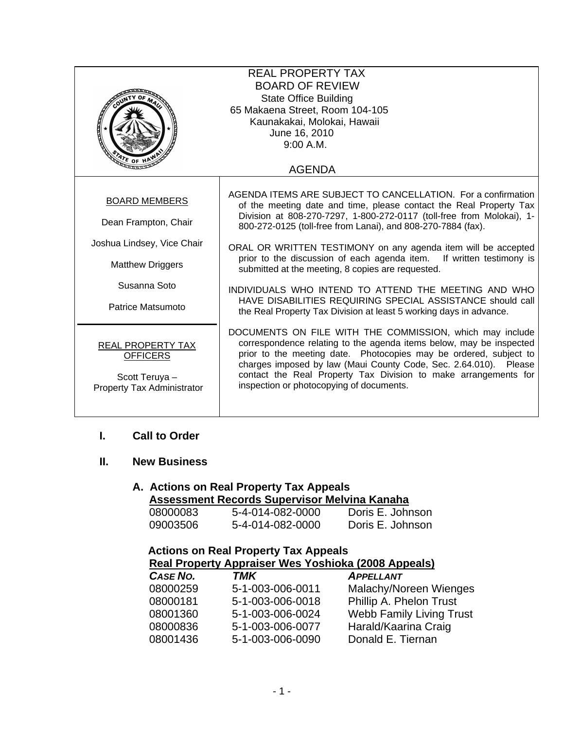# REAL PROPERTY TAX
# BOARD OF REVIEW

State Office Building
65 Makaena Street, Room 104-105
Kaunakakai, Molokai, Hawaii
June 16, 2010
9:00 A.M.

## AGENDA

**BOARD MEMBERS**

Dean Frampton, Chair

Joshua Lindsey, Vice Chair

Matthew Driggers

Susanna Soto

Patrice Matsumoto

**REAL PROPERTY TAX OFFICERS**

Scott Teruya – Property Tax Administrator

AGENDA ITEMS ARE SUBJECT TO CANCELLATION. For a confirmation of the meeting date and time, please contact the Real Property Tax Division at 808-270-7297, 1-800-272-0117 (toll-free from Molokai), 1-800-272-0125 (toll-free from Lanai), and 808-270-7884 (fax).

ORAL OR WRITTEN TESTIMONY on any agenda item will be accepted prior to the discussion of each agenda item. If written testimony is submitted at the meeting, 8 copies are requested.

INDIVIDUALS WHO INTEND TO ATTEND THE MEETING AND WHO HAVE DISABILITIES REQUIRING SPECIAL ASSISTANCE should call the Real Property Tax Division at least 5 working days in advance.

DOCUMENTS ON FILE WITH THE COMMISSION, which may include correspondence relating to the agenda items below, may be inspected prior to the meeting date. Photocopies may be ordered, subject to charges imposed by law (Maui County Code, Sec. 2.64.010). Please contact the Real Property Tax Division to make arrangements for inspection or photocopying of documents.

## I. Call to Order

## II. New Business

### A. Actions on Real Property Tax Appeals

**Assessment Records Supervisor Melvina Kanaha**

| | | |
|---|---|---|
| 08000083 | 5-4-014-082-0000 | Doris E. Johnson |
| 09003506 | 5-4-014-082-0000 | Doris E. Johnson |

**Actions on Real Property Tax Appeals**

**Real Property Appraiser Wes Yoshioka (2008 Appeals)**

| *CASE NO.* | *TMK* | *APPELLANT* |
|---|---|---|
| 08000259 | 5-1-003-006-0011 | Malachy/Noreen Wienges |
| 08000181 | 5-1-003-006-0018 | Phillip A. Phelon Trust |
| 08001360 | 5-1-003-006-0024 | Webb Family Living Trust |
| 08000836 | 5-1-003-006-0077 | Harald/Kaarina Craig |
| 08001436 | 5-1-003-006-0090 | Donald E. Tiernan |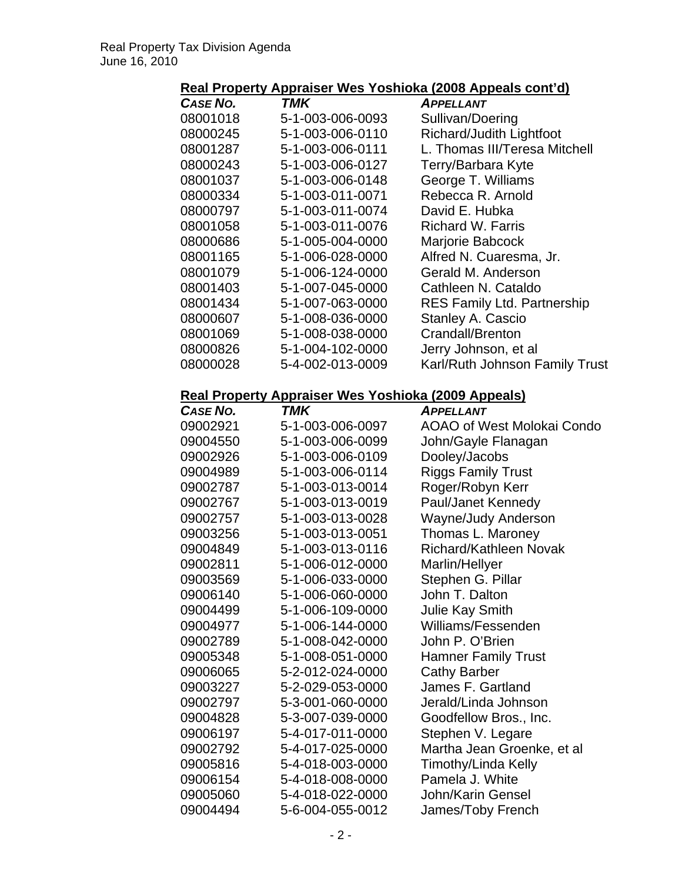## Real Property Appraiser Wes Yoshioka (2008 Appeals cont'd)

| *CASE NO.* | *TMK* | *APPELLANT* |
|---|---|---|
| 08001018 | 5-1-003-006-0093 | Sullivan/Doering |
| 08000245 | 5-1-003-006-0110 | Richard/Judith Lightfoot |
| 08001287 | 5-1-003-006-0111 | L. Thomas III/Teresa Mitchell |
| 08000243 | 5-1-003-006-0127 | Terry/Barbara Kyte |
| 08001037 | 5-1-003-006-0148 | George T. Williams |
| 08000334 | 5-1-003-011-0071 | Rebecca R. Arnold |
| 08000797 | 5-1-003-011-0074 | David E. Hubka |
| 08001058 | 5-1-003-011-0076 | Richard W. Farris |
| 08000686 | 5-1-005-004-0000 | Marjorie Babcock |
| 08001165 | 5-1-006-028-0000 | Alfred N. Cuaresma, Jr. |
| 08001079 | 5-1-006-124-0000 | Gerald M. Anderson |
| 08001403 | 5-1-007-045-0000 | Cathleen N. Cataldo |
| 08001434 | 5-1-007-063-0000 | RES Family Ltd. Partnership |
| 08000607 | 5-1-008-036-0000 | Stanley A. Cascio |
| 08001069 | 5-1-008-038-0000 | Crandall/Brenton |
| 08000826 | 5-1-004-102-0000 | Jerry Johnson, et al |
| 08000028 | 5-4-002-013-0009 | Karl/Ruth Johnson Family Trust |

## Real Property Appraiser Wes Yoshioka (2009 Appeals)

| *CASE NO.* | *TMK* | *APPELLANT* |
|---|---|---|
| 09002921 | 5-1-003-006-0097 | AOAO of West Molokai Condo |
| 09004550 | 5-1-003-006-0099 | John/Gayle Flanagan |
| 09002926 | 5-1-003-006-0109 | Dooley/Jacobs |
| 09004989 | 5-1-003-006-0114 | Riggs Family Trust |
| 09002787 | 5-1-003-013-0014 | Roger/Robyn Kerr |
| 09002767 | 5-1-003-013-0019 | Paul/Janet Kennedy |
| 09002757 | 5-1-003-013-0028 | Wayne/Judy Anderson |
| 09003256 | 5-1-003-013-0051 | Thomas L. Maroney |
| 09004849 | 5-1-003-013-0116 | Richard/Kathleen Novak |
| 09002811 | 5-1-006-012-0000 | Marlin/Hellyer |
| 09003569 | 5-1-006-033-0000 | Stephen G. Pillar |
| 09006140 | 5-1-006-060-0000 | John T. Dalton |
| 09004499 | 5-1-006-109-0000 | Julie Kay Smith |
| 09004977 | 5-1-006-144-0000 | Williams/Fessenden |
| 09002789 | 5-1-008-042-0000 | John P. O'Brien |
| 09005348 | 5-1-008-051-0000 | Hamner Family Trust |
| 09006065 | 5-2-012-024-0000 | Cathy Barber |
| 09003227 | 5-2-029-053-0000 | James F. Gartland |
| 09002797 | 5-3-001-060-0000 | Jerald/Linda Johnson |
| 09004828 | 5-3-007-039-0000 | Goodfellow Bros., Inc. |
| 09006197 | 5-4-017-011-0000 | Stephen V. Legare |
| 09002792 | 5-4-017-025-0000 | Martha Jean Groenke, et al |
| 09005816 | 5-4-018-003-0000 | Timothy/Linda Kelly |
| 09006154 | 5-4-018-008-0000 | Pamela J. White |
| 09005060 | 5-4-018-022-0000 | John/Karin Gensel |
| 09004494 | 5-6-004-055-0012 | James/Toby French |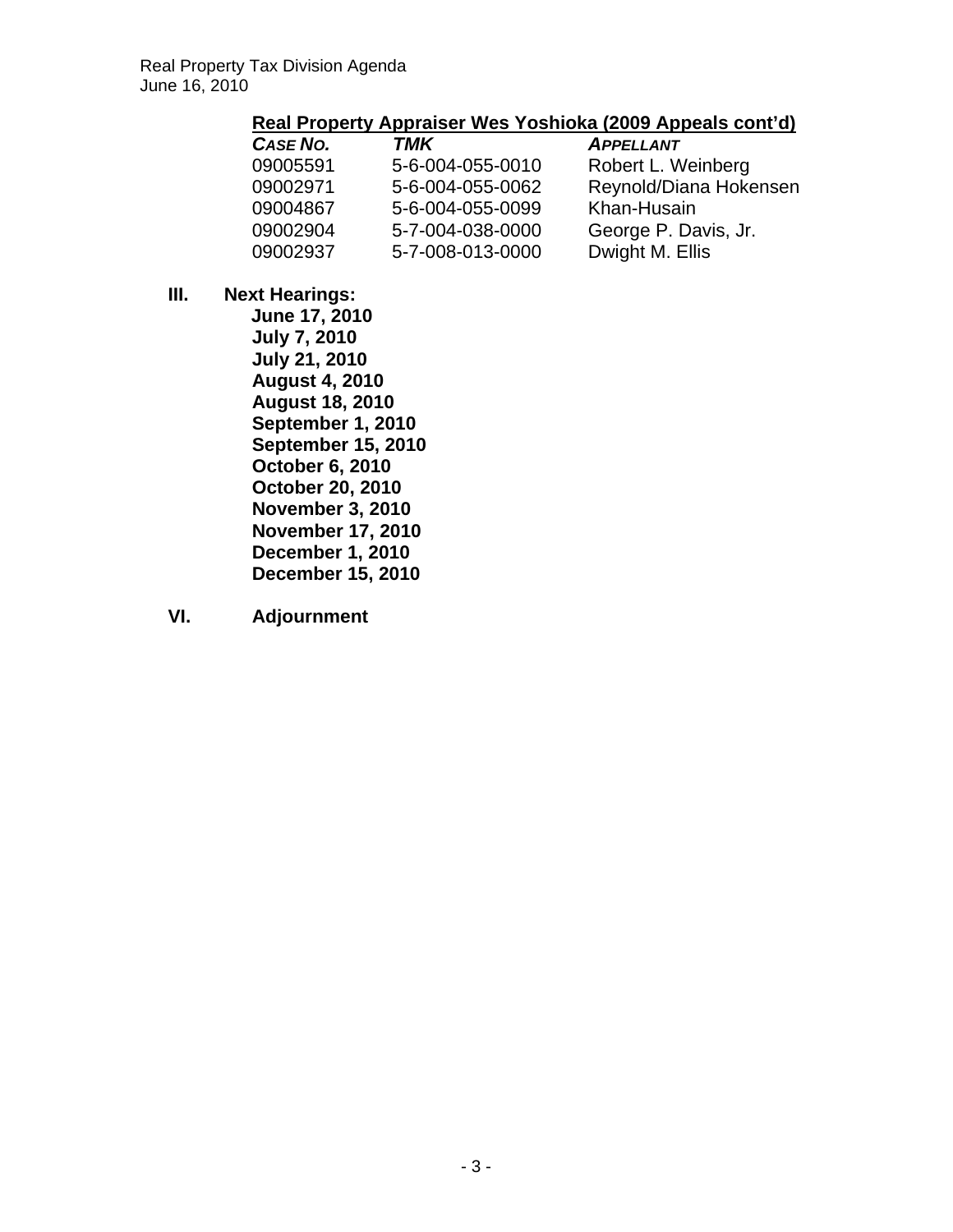**Real Property Appraiser Wes Yoshioka (2009 Appeals cont'd)**

| *CASE NO.* | *TMK* | *APPELLANT* |
|---|---|---|
| 09005591 | 5-6-004-055-0010 | Robert L. Weinberg |
| 09002971 | 5-6-004-055-0062 | Reynold/Diana Hokensen |
| 09004867 | 5-6-004-055-0099 | Khan-Husain |
| 09002904 | 5-7-004-038-0000 | George P. Davis, Jr. |
| 09002937 | 5-7-008-013-0000 | Dwight M. Ellis |

**III. Next Hearings:**

**June 17, 2010**
**July 7, 2010**
**July 21, 2010**
**August 4, 2010**
**August 18, 2010**
**September 1, 2010**
**September 15, 2010**
**October 6, 2010**
**October 20, 2010**
**November 3, 2010**
**November 17, 2010**
**December 1, 2010**
**December 15, 2010**

**VI. Adjournment**